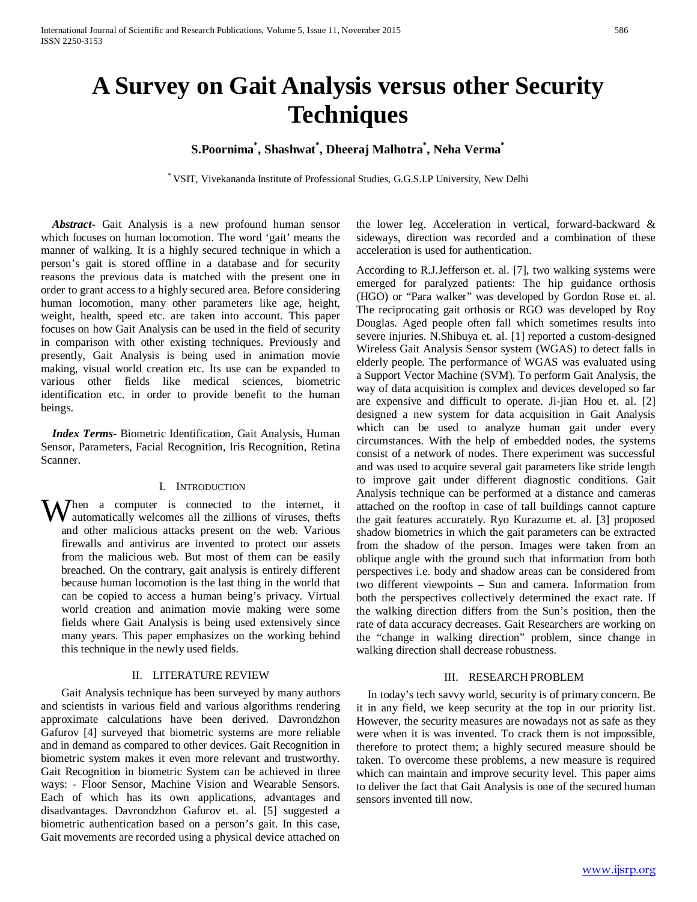# A Survey on Gait Analysis versus other Security Techniques

**S.Poornima*, Shashwat*, Dheeraj Malhotra*, Neha Verma***

* VSIT, Vivekananda Institute of Professional Studies, G.G.S.I.P University, New Delhi

***Abstract-*** Gait Analysis is a new profound human sensor which focuses on human locomotion. The word 'gait' means the manner of walking. It is a highly secured technique in which a person's gait is stored offline in a database and for security reasons the previous data is matched with the present one in order to grant access to a highly secured area. Before considering human locomotion, many other parameters like age, height, weight, health, speed etc. are taken into account. This paper focuses on how Gait Analysis can be used in the field of security in comparison with other existing techniques. Previously and presently, Gait Analysis is being used in animation movie making, visual world creation etc. Its use can be expanded to various other fields like medical sciences, biometric identification etc. in order to provide benefit to the human beings.

***Index Terms-*** Biometric Identification, Gait Analysis, Human Sensor, Parameters, Facial Recognition, Iris Recognition, Retina Scanner.

## I. Introduction

When a computer is connected to the internet, it automatically welcomes all the zillions of viruses, thefts and other malicious attacks present on the web. Various firewalls and antivirus are invented to protect our assets from the malicious web. But most of them can be easily breached. On the contrary, gait analysis is entirely different because human locomotion is the last thing in the world that can be copied to access a human being's privacy. Virtual world creation and animation movie making were some fields where Gait Analysis is being used extensively since many years. This paper emphasizes on the working behind this technique in the newly used fields.

## II. Literature Review

Gait Analysis technique has been surveyed by many authors and scientists in various field and various algorithms rendering approximate calculations have been derived. Davrondzhon Gafurov [4] surveyed that biometric systems are more reliable and in demand as compared to other devices. Gait Recognition in biometric system makes it even more relevant and trustworthy. Gait Recognition in biometric System can be achieved in three ways: - Floor Sensor, Machine Vision and Wearable Sensors. Each of which has its own applications, advantages and disadvantages. Davrondzhon Gafurov et. al. [5] suggested a biometric authentication based on a person's gait. In this case, Gait movements are recorded using a physical device attached on the lower leg. Acceleration in vertical, forward-backward & sideways, direction was recorded and a combination of these acceleration is used for authentication.

According to R.J.Jefferson et. al. [7], two walking systems were emerged for paralyzed patients: The hip guidance orthosis (HGO) or "Para walker" was developed by Gordon Rose et. al. The reciprocating gait orthosis or RGO was developed by Roy Douglas. Aged people often fall which sometimes results into severe injuries. N.Shibuya et. al. [1] reported a custom-designed Wireless Gait Analysis Sensor system (WGAS) to detect falls in elderly people. The performance of WGAS was evaluated using a Support Vector Machine (SVM). To perform Gait Analysis, the way of data acquisition is complex and devices developed so far are expensive and difficult to operate. Ji-jian Hou et. al. [2] designed a new system for data acquisition in Gait Analysis which can be used to analyze human gait under every circumstances. With the help of embedded nodes, the systems consist of a network of nodes. There experiment was successful and was used to acquire several gait parameters like stride length to improve gait under different diagnostic conditions. Gait Analysis technique can be performed at a distance and cameras attached on the rooftop in case of tall buildings cannot capture the gait features accurately. Ryo Kurazume et. al. [3] proposed shadow biometrics in which the gait parameters can be extracted from the shadow of the person. Images were taken from an oblique angle with the ground such that information from both perspectives i.e. body and shadow areas can be considered from two different viewpoints – Sun and camera. Information from both the perspectives collectively determined the exact rate. If the walking direction differs from the Sun's position, then the rate of data accuracy decreases. Gait Researchers are working on the "change in walking direction" problem, since change in walking direction shall decrease robustness.

## III. Research Problem

In today's tech savvy world, security is of primary concern. Be it in any field, we keep security at the top in our priority list. However, the security measures are nowadays not as safe as they were when it is was invented. To crack them is not impossible, therefore to protect them; a highly secured measure should be taken. To overcome these problems, a new measure is required which can maintain and improve security level. This paper aims to deliver the fact that Gait Analysis is one of the secured human sensors invented till now.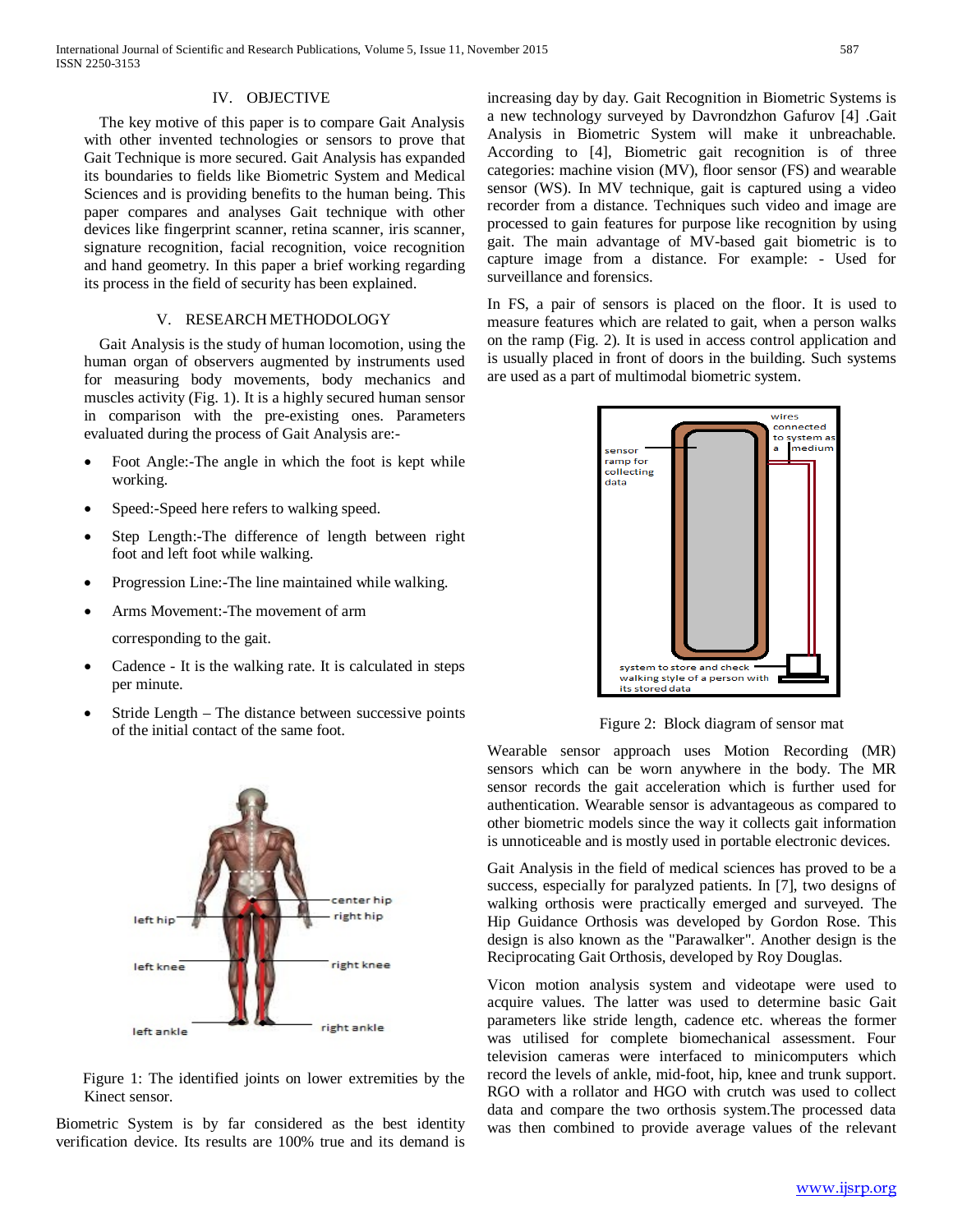## IV. OBJECTIVE

The key motive of this paper is to compare Gait Analysis with other invented technologies or sensors to prove that Gait Technique is more secured. Gait Analysis has expanded its boundaries to fields like Biometric System and Medical Sciences and is providing benefits to the human being. This paper compares and analyses Gait technique with other devices like fingerprint scanner, retina scanner, iris scanner, signature recognition, facial recognition, voice recognition and hand geometry. In this paper a brief working regarding its process in the field of security has been explained.

## V. RESEARCH METHODOLOGY

Gait Analysis is the study of human locomotion, using the human organ of observers augmented by instruments used for measuring body movements, body mechanics and muscles activity (Fig. 1). It is a highly secured human sensor in comparison with the pre-existing ones. Parameters evaluated during the process of Gait Analysis are:-

- Foot Angle:-The angle in which the foot is kept while working.
- Speed:-Speed here refers to walking speed.
- Step Length:-The difference of length between right foot and left foot while walking.
- Progression Line:-The line maintained while walking.
- Arms Movement:-The movement of arm

  corresponding to the gait.
- Cadence - It is the walking rate. It is calculated in steps per minute.
- Stride Length – The distance between successive points of the initial contact of the same foot.

Figure 1: The identified joints on lower extremities by the Kinect sensor.

Biometric System is by far considered as the best identity verification device. Its results are 100% true and its demand is increasing day by day. Gait Recognition in Biometric Systems is a new technology surveyed by Davrondzhon Gafurov [4] .Gait Analysis in Biometric System will make it unbreachable. According to [4], Biometric gait recognition is of three categories: machine vision (MV), floor sensor (FS) and wearable sensor (WS). In MV technique, gait is captured using a video recorder from a distance. Techniques such video and image are processed to gain features for purpose like recognition by using gait. The main advantage of MV-based gait biometric is to capture image from a distance. For example: - Used for surveillance and forensics.

In FS, a pair of sensors is placed on the floor. It is used to measure features which are related to gait, when a person walks on the ramp (Fig. 2). It is used in access control application and is usually placed in front of doors in the building. Such systems are used as a part of multimodal biometric system.

Figure 2: Block diagram of sensor mat

Wearable sensor approach uses Motion Recording (MR) sensors which can be worn anywhere in the body. The MR sensor records the gait acceleration which is further used for authentication. Wearable sensor is advantageous as compared to other biometric models since the way it collects gait information is unnoticeable and is mostly used in portable electronic devices.

Gait Analysis in the field of medical sciences has proved to be a success, especially for paralyzed patients. In [7], two designs of walking orthosis were practically emerged and surveyed. The Hip Guidance Orthosis was developed by Gordon Rose. This design is also known as the "Parawalker". Another design is the Reciprocating Gait Orthosis, developed by Roy Douglas.

Vicon motion analysis system and videotape were used to acquire values. The latter was used to determine basic Gait parameters like stride length, cadence etc. whereas the former was utilised for complete biomechanical assessment. Four television cameras were interfaced to minicomputers which record the levels of ankle, mid-foot, hip, knee and trunk support. RGO with a rollator and HGO with crutch was used to collect data and compare the two orthosis system.The processed data was then combined to provide average values of the relevant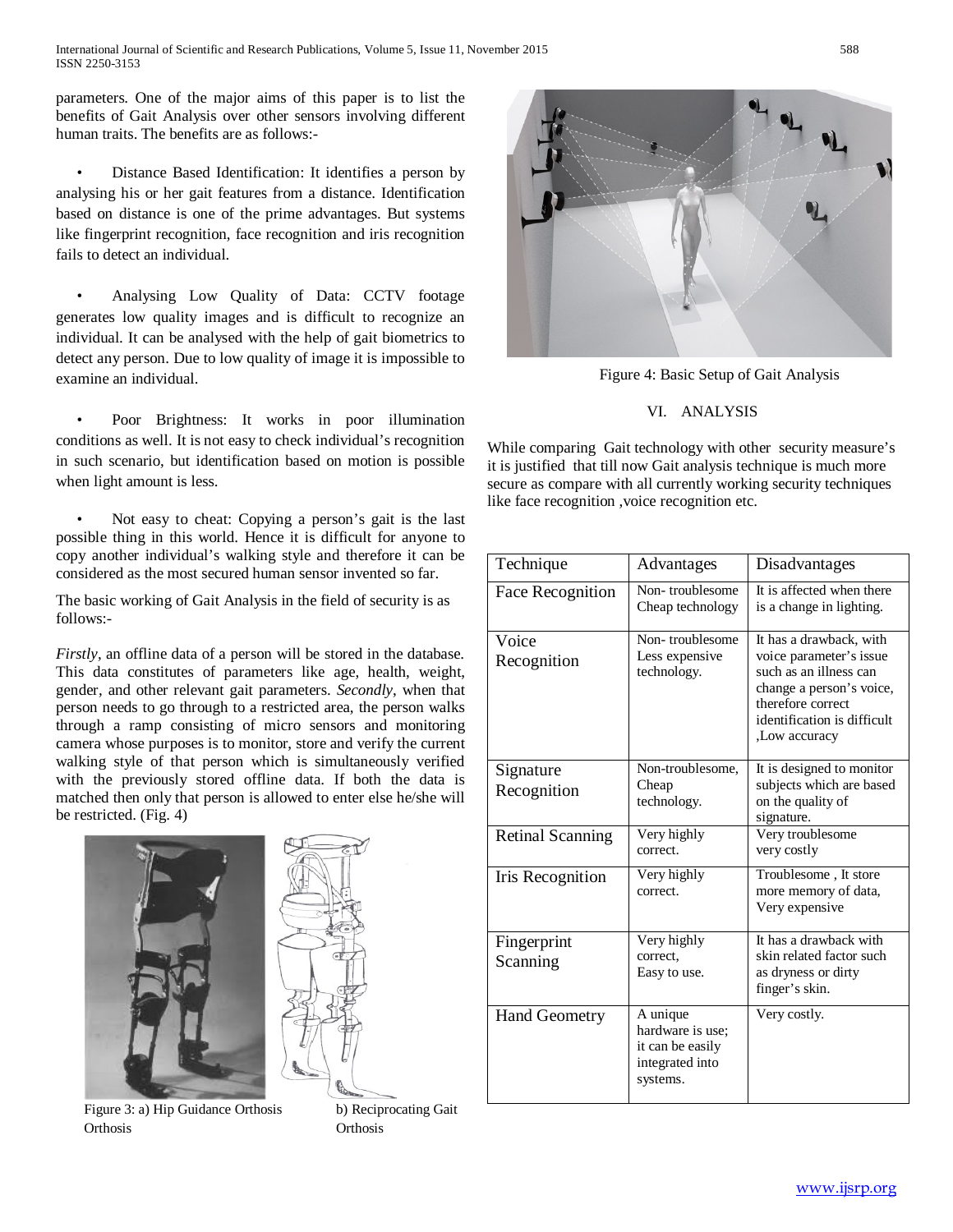parameters. One of the major aims of this paper is to list the benefits of Gait Analysis over other sensors involving different human traits. The benefits are as follows:-

- Distance Based Identification: It identifies a person by analysing his or her gait features from a distance. Identification based on distance is one of the prime advantages. But systems like fingerprint recognition, face recognition and iris recognition fails to detect an individual.

- Analysing Low Quality of Data: CCTV footage generates low quality images and is difficult to recognize an individual. It can be analysed with the help of gait biometrics to detect any person. Due to low quality of image it is impossible to examine an individual.

- Poor Brightness: It works in poor illumination conditions as well. It is not easy to check individual's recognition in such scenario, but identification based on motion is possible when light amount is less.

- Not easy to cheat: Copying a person's gait is the last possible thing in this world. Hence it is difficult for anyone to copy another individual's walking style and therefore it can be considered as the most secured human sensor invented so far.

The basic working of Gait Analysis in the field of security is as follows:-

*Firstly*, an offline data of a person will be stored in the database. This data constitutes of parameters like age, health, weight, gender, and other relevant gait parameters. *Secondly*, when that person needs to go through to a restricted area, the person walks through a ramp consisting of micro sensors and monitoring camera whose purposes is to monitor, store and verify the current walking style of that person which is simultaneously verified with the previously stored offline data. If both the data is matched then only that person is allowed to enter else he/she will be restricted. (Fig. 4)

Figure 3: a) Hip Guidance Orthosis b) Reciprocating Gait Orthosis

Figure 4: Basic Setup of Gait Analysis

## VI. ANALYSIS

While comparing Gait technology with other security measure's it is justified that till now Gait analysis technique is much more secure as compare with all currently working security techniques like face recognition ,voice recognition etc.

| Technique | Advantages | Disadvantages |
|---|---|---|
| Face Recognition | Non- troublesome Cheap technology | It is affected when there is a change in lighting. |
| Voice Recognition | Non- troublesome Less expensive technology. | It has a drawback, with voice parameter's issue such as an illness can change a person's voice, therefore correct identification is difficult ,Low accuracy |
| Signature Recognition | Non-troublesome, Cheap technology. | It is designed to monitor subjects which are based on the quality of signature. |
| Retinal Scanning | Very highly correct. | Very troublesome very costly |
| Iris Recognition | Very highly correct. | Troublesome , It store more memory of data, Very expensive |
| Fingerprint Scanning | Very highly correct, Easy to use. | It has a drawback with skin related factor such as dryness or dirty finger's skin. |
| Hand Geometry | A unique hardware is use; it can be easily integrated into systems. | Very costly. |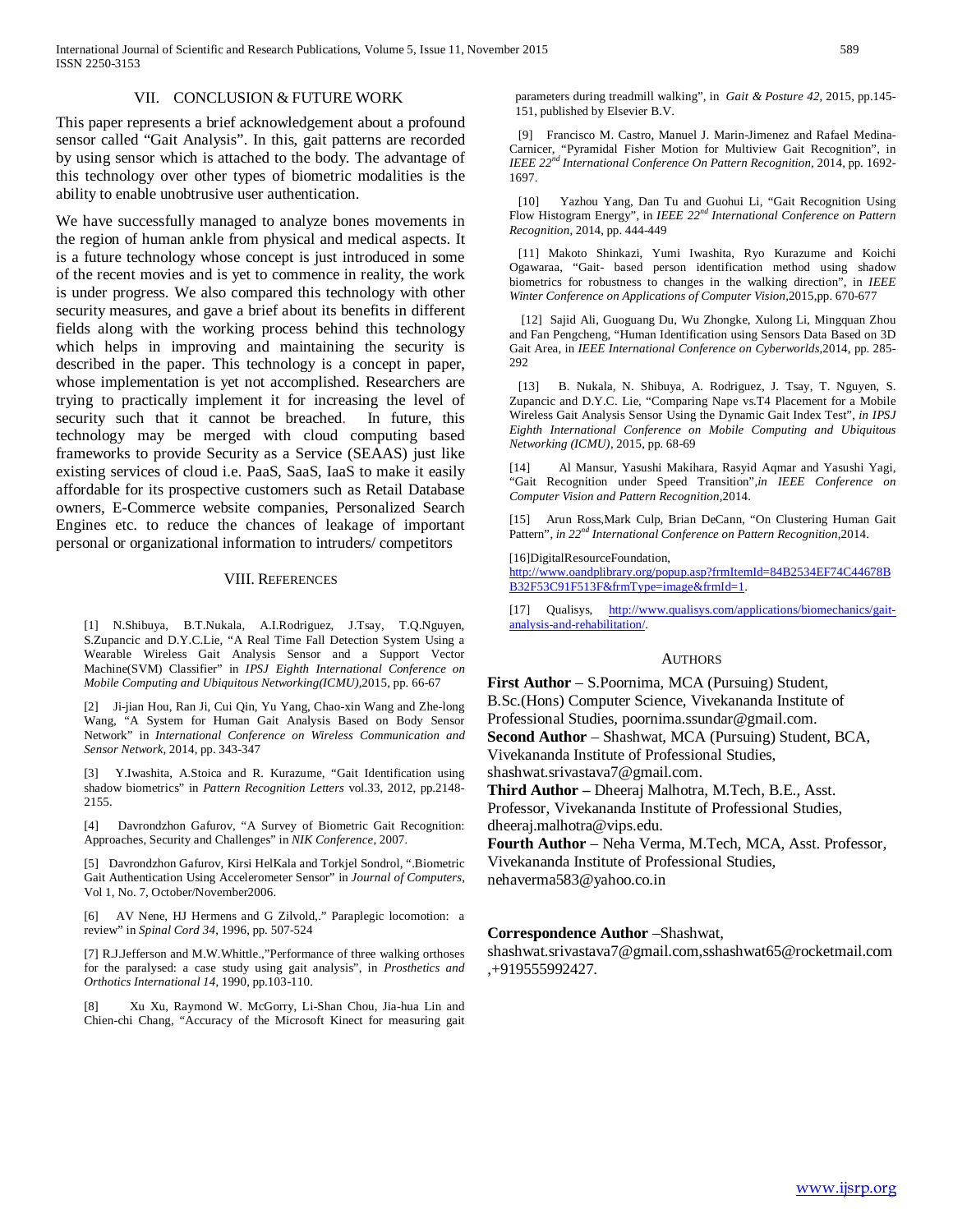## VII. CONCLUSION & FUTURE WORK

This paper represents a brief acknowledgement about a profound sensor called "Gait Analysis". In this, gait patterns are recorded by using sensor which is attached to the body. The advantage of this technology over other types of biometric modalities is the ability to enable unobtrusive user authentication.

We have successfully managed to analyze bones movements in the region of human ankle from physical and medical aspects. It is a future technology whose concept is just introduced in some of the recent movies and is yet to commence in reality, the work is under progress. We also compared this technology with other security measures, and gave a brief about its benefits in different fields along with the working process behind this technology which helps in improving and maintaining the security is described in the paper. This technology is a concept in paper, whose implementation is yet not accomplished. Researchers are trying to practically implement it for increasing the level of security such that it cannot be breached. In future, this technology may be merged with cloud computing based frameworks to provide Security as a Service (SEAAS) just like existing services of cloud i.e. PaaS, SaaS, IaaS to make it easily affordable for its prospective customers such as Retail Database owners, E-Commerce website companies, Personalized Search Engines etc. to reduce the chances of leakage of important personal or organizational information to intruders/ competitors

## VIII. REFERENCES

[1] N.Shibuya, B.T.Nukala, A.I.Rodriguez, J.Tsay, T.Q.Nguyen, S.Zupancic and D.Y.C.Lie, "A Real Time Fall Detection System Using a Wearable Wireless Gait Analysis Sensor and a Support Vector Machine(SVM) Classifier" in *IPSJ Eighth International Conference on Mobile Computing and Ubiquitous Networking(ICMU)*,2015, pp. 66-67

[2] Ji-jian Hou, Ran Ji, Cui Qin, Yu Yang, Chao-xin Wang and Zhe-long Wang, "A System for Human Gait Analysis Based on Body Sensor Network" in *International Conference on Wireless Communication and Sensor Network*, 2014, pp. 343-347

[3] Y.Iwashita, A.Stoica and R. Kurazume, "Gait Identification using shadow biometrics" in *Pattern Recognition Letters* vol.33, 2012, pp.2148-2155.

[4] Davrondzhon Gafurov, "A Survey of Biometric Gait Recognition: Approaches, Security and Challenges" in *NIK Conference*, 2007.

[5] Davrondzhon Gafurov, Kirsi HelKala and Torkjel Sondrol, ".Biometric Gait Authentication Using Accelerometer Sensor" in *Journal of Computers*, Vol 1, No. 7, October/November2006.

[6] AV Nene, HJ Hermens and G Zilvold,." Paraplegic locomotion: a review" in *Spinal Cord 34*, 1996, pp. 507-524

[7] R.J.Jefferson and M.W.Whittle.,"Performance of three walking orthoses for the paralysed: a case study using gait analysis", in *Prosthetics and Orthotics International 14*, 1990, pp.103-110.

[8] Xu Xu, Raymond W. McGorry, Li-Shan Chou, Jia-hua Lin and Chien-chi Chang, "Accuracy of the Microsoft Kinect for measuring gait parameters during treadmill walking", in *Gait & Posture 42*, 2015, pp.145-151, published by Elsevier B.V.

[9] Francisco M. Castro, Manuel J. Marin-Jimenez and Rafael Medina-Carnicer, "Pyramidal Fisher Motion for Multiview Gait Recognition", in *IEEE 22nd International Conference On Pattern Recognition*, 2014, pp. 1692-1697.

[10] Yazhou Yang, Dan Tu and Guohui Li, "Gait Recognition Using Flow Histogram Energy", in *IEEE 22nd International Conference on Pattern Recognition*, 2014, pp. 444-449

[11] Makoto Shinkazi, Yumi Iwashita, Ryo Kurazume and Koichi Ogawaraa, "Gait- based person identification method using shadow biometrics for robustness to changes in the walking direction", in *IEEE Winter Conference on Applications of Computer Vision*,2015,pp. 670-677

[12] Sajid Ali, Guoguang Du, Wu Zhongke, Xulong Li, Mingquan Zhou and Fan Pengcheng, "Human Identification using Sensors Data Based on 3D Gait Area, in *IEEE International Conference on Cyberworlds*,2014, pp. 285-292

[13] B. Nukala, N. Shibuya, A. Rodriguez, J. Tsay, T. Nguyen, S. Zupancic and D.Y.C. Lie, "Comparing Nape vs.T4 Placement for a Mobile Wireless Gait Analysis Sensor Using the Dynamic Gait Index Test", *in IPSJ Eighth International Conference on Mobile Computing and Ubiquitous Networking (ICMU)*, 2015, pp. 68-69

[14] Al Mansur, Yasushi Makihara, Rasyid Aqmar and Yasushi Yagi, "Gait Recognition under Speed Transition",*in IEEE Conference on Computer Vision and Pattern Recognition*,2014.

[15] Arun Ross,Mark Culp, Brian DeCann, "On Clustering Human Gait Pattern", *in 22nd International Conference on Pattern Recognition*,2014.

[16]DigitalResourceFoundation, http://www.oandplibrary.org/popup.asp?frmItemId=84B2534EF74C44678BB32F53C91F513F&frmType=image&frmId=1.

[17] Qualisys, http://www.qualisys.com/applications/biomechanics/gait-analysis-and-rehabilitation/.

## AUTHORS

**First Author** – S.Poornima, MCA (Pursuing) Student, B.Sc.(Hons) Computer Science, Vivekananda Institute of Professional Studies, poornima.ssundar@gmail.com.
**Second Author** – Shashwat, MCA (Pursuing) Student, BCA, Vivekananda Institute of Professional Studies, shashwat.srivastava7@gmail.com.
**Third Author –** Dheeraj Malhotra, M.Tech, B.E., Asst. Professor, Vivekananda Institute of Professional Studies, dheeraj.malhotra@vips.edu.
**Fourth Author** – Neha Verma, M.Tech, MCA, Asst. Professor, Vivekananda Institute of Professional Studies, nehaverma583@yahoo.co.in

**Correspondence Author** –Shashwat, shashwat.srivastava7@gmail.com,sshashwat65@rocketmail.com ,+919555992427.